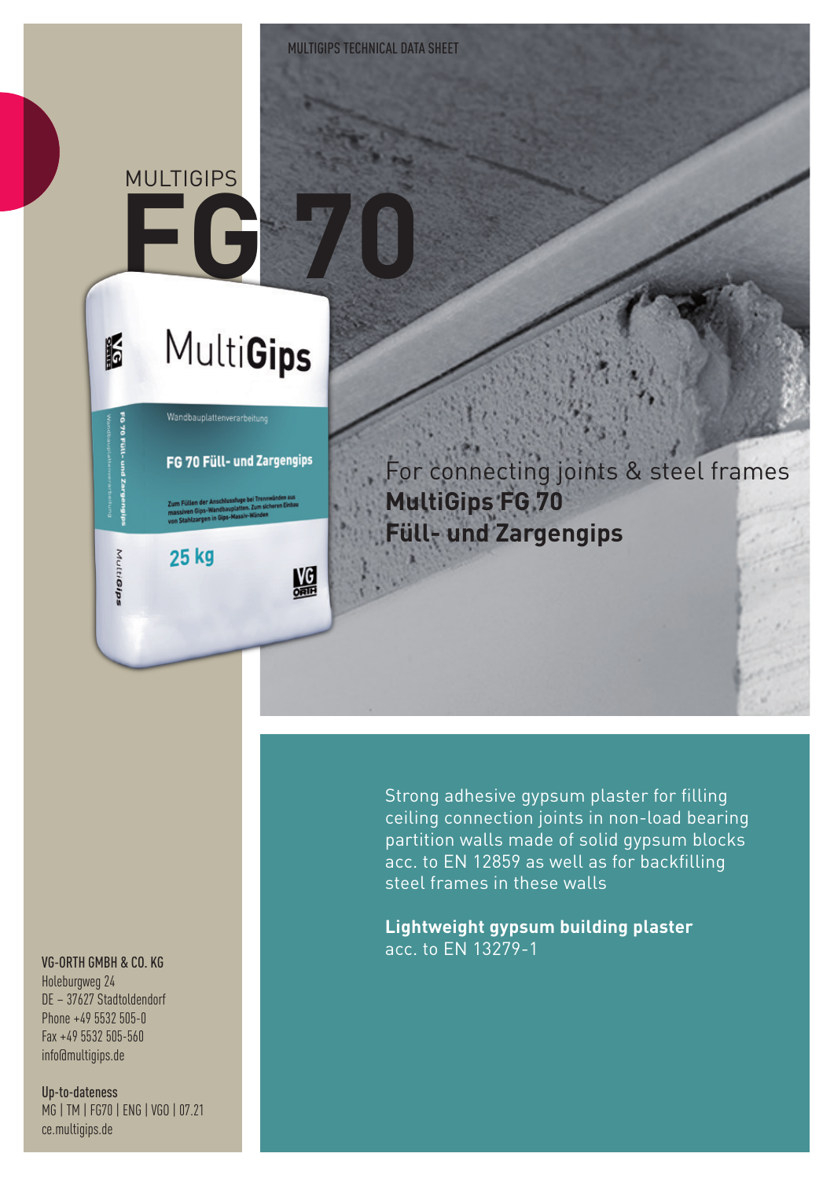# MULTIGIPS

# FG 70

For connecting joints & steel frames
**MultiGips FG 70**
**Füll- und Zargengips**

Strong adhesive gypsum plaster for filling ceiling connection joints in non-load bearing partition walls made of solid gypsum blocks acc. to EN 12859 as well as for backfilling steel frames in these walls

**Lightweight gypsum building plaster**
acc. to EN 13279-1

**VG-ORTH GMBH & CO. KG**
Holeburgweg 24
DE – 37627 Stadtoldendorf
Phone +49 5532 505-0
Fax +49 5532 505-560
info@multigips.de

**Up-to-dateness**
MG | TM | FG70 | ENG | VGO | 07.21
ce.multigips.de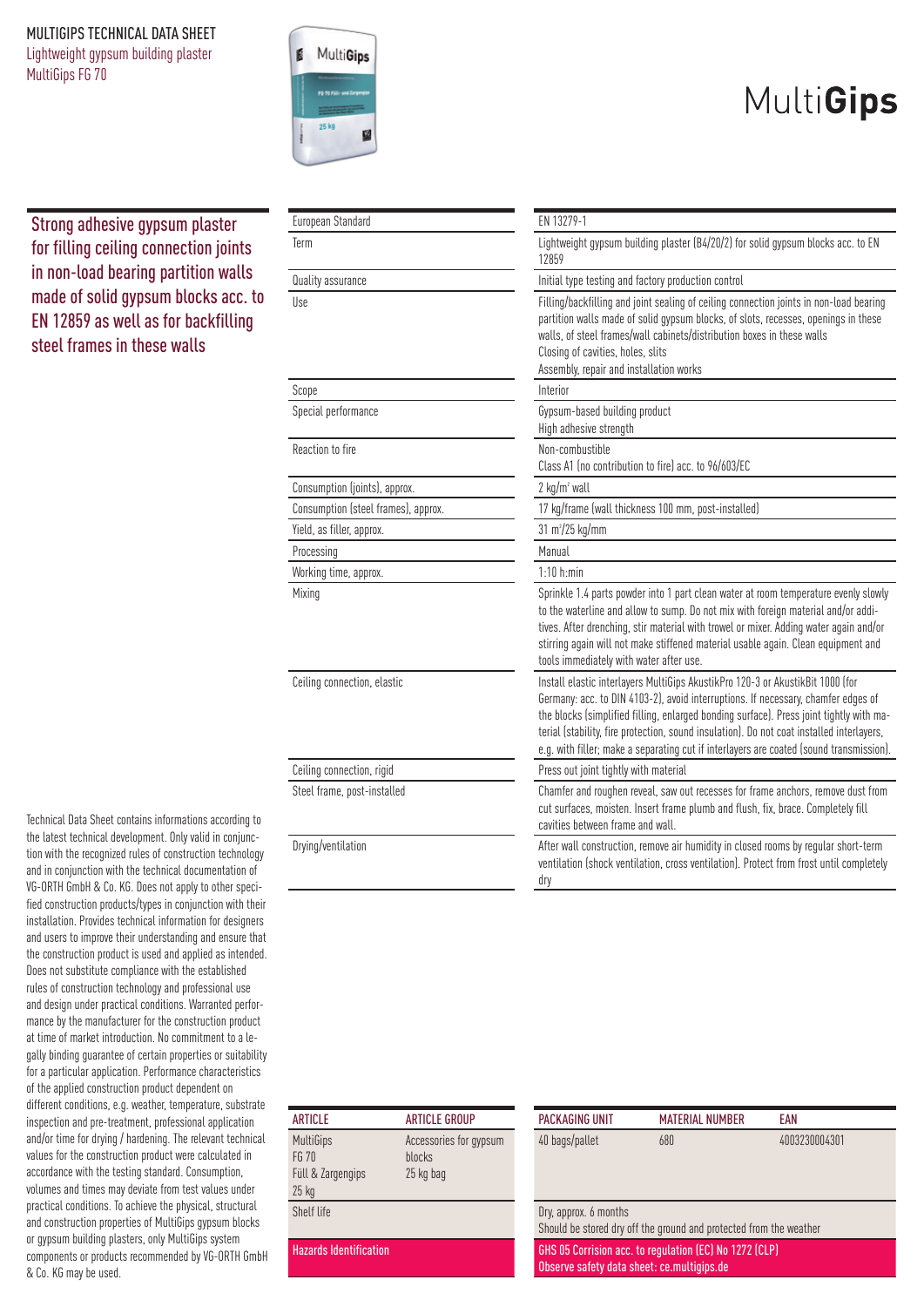MULTIGIPS TECHNICAL DATA SHEET

Lightweight gypsum building plaster

MultiGips FG 70

MultiGips

## Strong adhesive gypsum plaster for filling ceiling connection joints in non-load bearing partition walls made of solid gypsum blocks acc. to EN 12859 as well as for backfilling steel frames in these walls

| | |
|---|---|
| European Standard | EN 13279-1 |
| Term | Lightweight gypsum building plaster (B4/20/2) for solid gypsum blocks acc. to EN 12859 |
| Quality assurance | Initial type testing and factory production control |
| Use | Filling/backfilling and joint sealing of ceiling connection joints in non-load bearing partition walls made of solid gypsum blocks, of slots, recesses, openings in these walls, of steel frames/wall cabinets/distribution boxes in these walls<br>Closing of cavities, holes, slits<br>Assembly, repair and installation works |
| Scope | Interior |
| Special performance | Gypsum-based building product<br>High adhesive strength |
| Reaction to fire | Non-combustible<br>Class A1 (no contribution to fire) acc. to 96/603/EC |
| Consumption (joints), approx. | 2 kg/m² wall |
| Consumption (steel frames), approx. | 17 kg/frame (wall thickness 100 mm, post-installed) |
| Yield, as filler, approx. | 31 m²/25 kg/mm |
| Processing | Manual |
| Working time, approx. | 1:10 h:min |
| Mixing | Sprinkle 1.4 parts powder into 1 part clean water at room temperature evenly slowly to the waterline and allow to sump. Do not mix with foreign material and/or additives. After drenching, stir material with trowel or mixer. Adding water again and/or stirring again will not make stiffened material usable again. Clean equipment and tools immediately with water after use. |
| Ceiling connection, elastic | Install elastic interlayers MultiGips AkustikPro 120-3 or AkustikBit 1000 (for Germany: acc. to DIN 4103-2), avoid interruptions. If necessary, chamfer edges of the blocks (simplified filling, enlarged bonding surface). Press joint tightly with material (stability, fire protection, sound insulation). Do not coat installed interlayers, e.g. with filler; make a separating cut if interlayers are coated (sound transmission). |
| Ceiling connection, rigid | Press out joint tightly with material |
| Steel frame, post-installed | Chamfer and roughen reveal, saw out recesses for frame anchors, remove dust from cut surfaces, moisten. Insert frame plumb and flush, fix, brace. Completely fill cavities between frame and wall. |
| Drying/ventilation | After wall construction, remove air humidity in closed rooms by regular short-term ventilation (shock ventilation, cross ventilation). Protect from frost until completely dry |

Technical Data Sheet contains informations according to the latest technical development. Only valid in conjunction with the recognized rules of construction technology and in conjunction with the technical documentation of VG-ORTH GmbH & Co. KG. Does not apply to other specified construction products/types in conjunction with their installation. Provides technical information for designers and users to improve their understanding and ensure that the construction product is used and applied as intended. Does not substitute compliance with the established rules of construction technology and professional use and design under practical conditions. Warranted performance by the manufacturer for the construction product at time of market introduction. No commitment to a legally binding guarantee of certain properties or suitability for a particular application. Performance characteristics of the applied construction product dependent on different conditions, e.g. weather, temperature, substrate inspection and pre-treatment, professional application and/or time for drying / hardening. The relevant technical values for the construction product were calculated in accordance with the testing standard. Consumption, volumes and times may deviate from test values under practical conditions. To achieve the physical, structural and construction properties of MultiGips gypsum blocks or gypsum building plasters, only MultiGips system components or products recommended by VG-ORTH GmbH & Co. KG may be used.

| ARTICLE | ARTICLE GROUP | PACKAGING UNIT | MATERIAL NUMBER | EAN |
|---|---|---|---|---|
| MultiGips FG 70 Füll & Zargengips 25 kg | Accessories for gypsum blocks 25 kg bag | 40 bags/pallet | 680 | 4003230004301 |
| Shelf life | | Dry, approx. 6 months<br>Should be stored dry off the ground and protected from the weather | | |
| Hazards Identification | | GHS 05 Corrision acc. to regulation (EC) No 1272 (CLP)<br>Observe safety data sheet: ce.multigips.de | | |